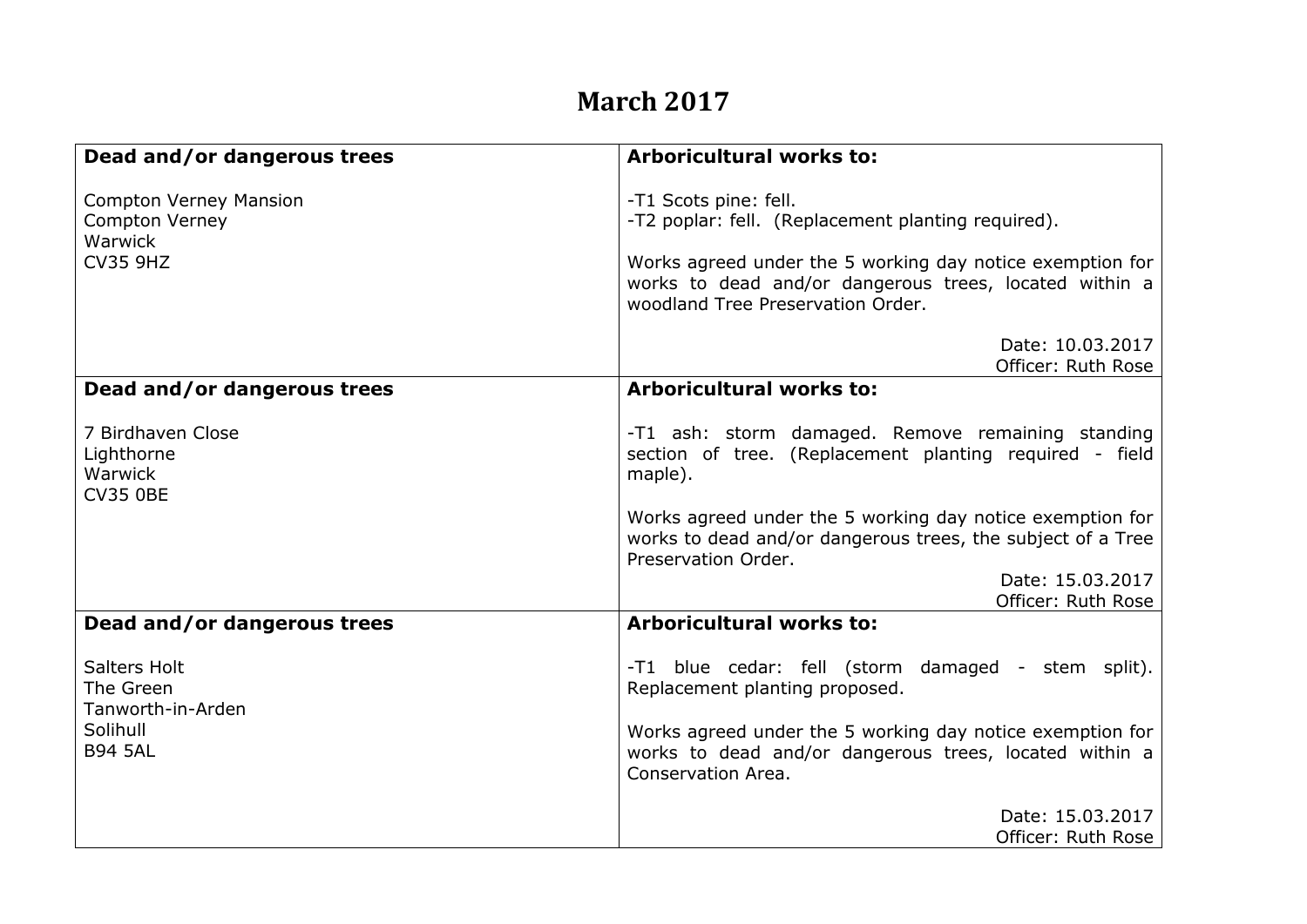# March 2017

| Dead and/or dangerous trees | Arboricultural works to: |
|---|---|
| Compton Verney Mansion<br>Compton Verney<br>Warwick<br>CV35 9HZ | -T1 Scots pine: fell.<br>-T2 poplar: fell. (Replacement planting required).<br><br>Works agreed under the 5 working day notice exemption for works to dead and/or dangerous trees, located within a woodland Tree Preservation Order.<br><br>Date: 10.03.2017<br>Officer: Ruth Rose |
| **Dead and/or dangerous trees** | **Arboricultural works to:** |
| 7 Birdhaven Close<br>Lighthorne<br>Warwick<br>CV35 0BE | -T1 ash: storm damaged. Remove remaining standing section of tree. (Replacement planting required - field maple).<br><br>Works agreed under the 5 working day notice exemption for works to dead and/or dangerous trees, the subject of a Tree Preservation Order.<br><br>Date: 15.03.2017<br>Officer: Ruth Rose |
| **Dead and/or dangerous trees** | **Arboricultural works to:** |
| Salters Holt<br>The Green<br>Tanworth-in-Arden<br>Solihull<br>B94 5AL | -T1 blue cedar: fell (storm damaged - stem split). Replacement planting proposed.<br><br>Works agreed under the 5 working day notice exemption for works to dead and/or dangerous trees, located within a Conservation Area.<br><br>Date: 15.03.2017<br>Officer: Ruth Rose |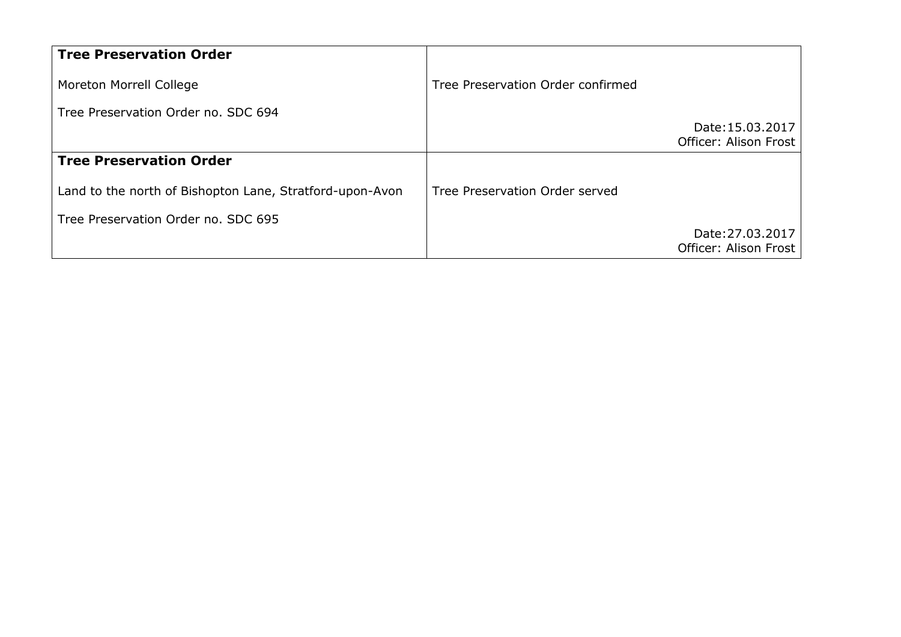| | |
|---|---|
| **Tree Preservation Order**<br><br>Moreton Morrell College<br><br>Tree Preservation Order no. SDC 694 | Tree Preservation Order confirmed<br><br>Date:15.03.2017<br>Officer: Alison Frost |
| **Tree Preservation Order**<br><br>Land to the north of Bishopton Lane, Stratford-upon-Avon<br><br>Tree Preservation Order no. SDC 695 | Tree Preservation Order served<br><br>Date:27.03.2017<br>Officer: Alison Frost |